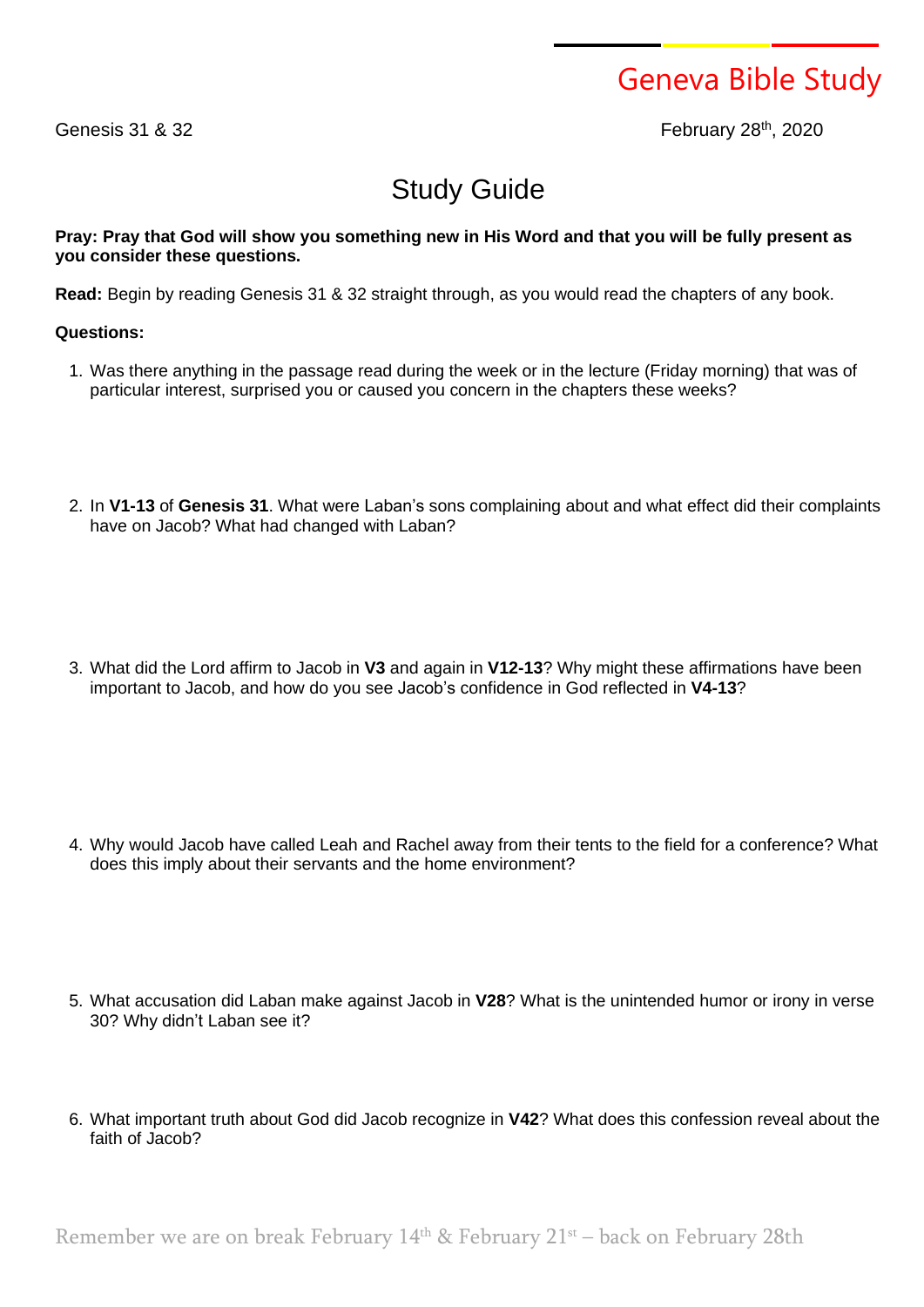Geneva Bible Study

Genesis 31 & 32 February 28th, 2020

# Study Guide

**Pray: Pray that God will show you something new in His Word and that you will be fully present as you consider these questions.**

**Read:** Begin by reading Genesis 31 & 32 straight through, as you would read the chapters of any book.

**Questions:**

1. Was there anything in the passage read during the week or in the lecture (Friday morning) that was of particular interest, surprised you or caused you concern in the chapters these weeks?

2. In **V1-13** of **Genesis 31**. What were Laban's sons complaining about and what effect did their complaints have on Jacob? What had changed with Laban?

3. What did the Lord affirm to Jacob in **V3** and again in **V12-13**? Why might these affirmations have been important to Jacob, and how do you see Jacob's confidence in God reflected in **V4-13**?

4. Why would Jacob have called Leah and Rachel away from their tents to the field for a conference? What does this imply about their servants and the home environment?

5. What accusation did Laban make against Jacob in **V28**? What is the unintended humor or irony in verse 30? Why didn't Laban see it?

6. What important truth about God did Jacob recognize in **V42**? What does this confession reveal about the faith of Jacob?

Remember we are on break February 14th & February 21st – back on February 28th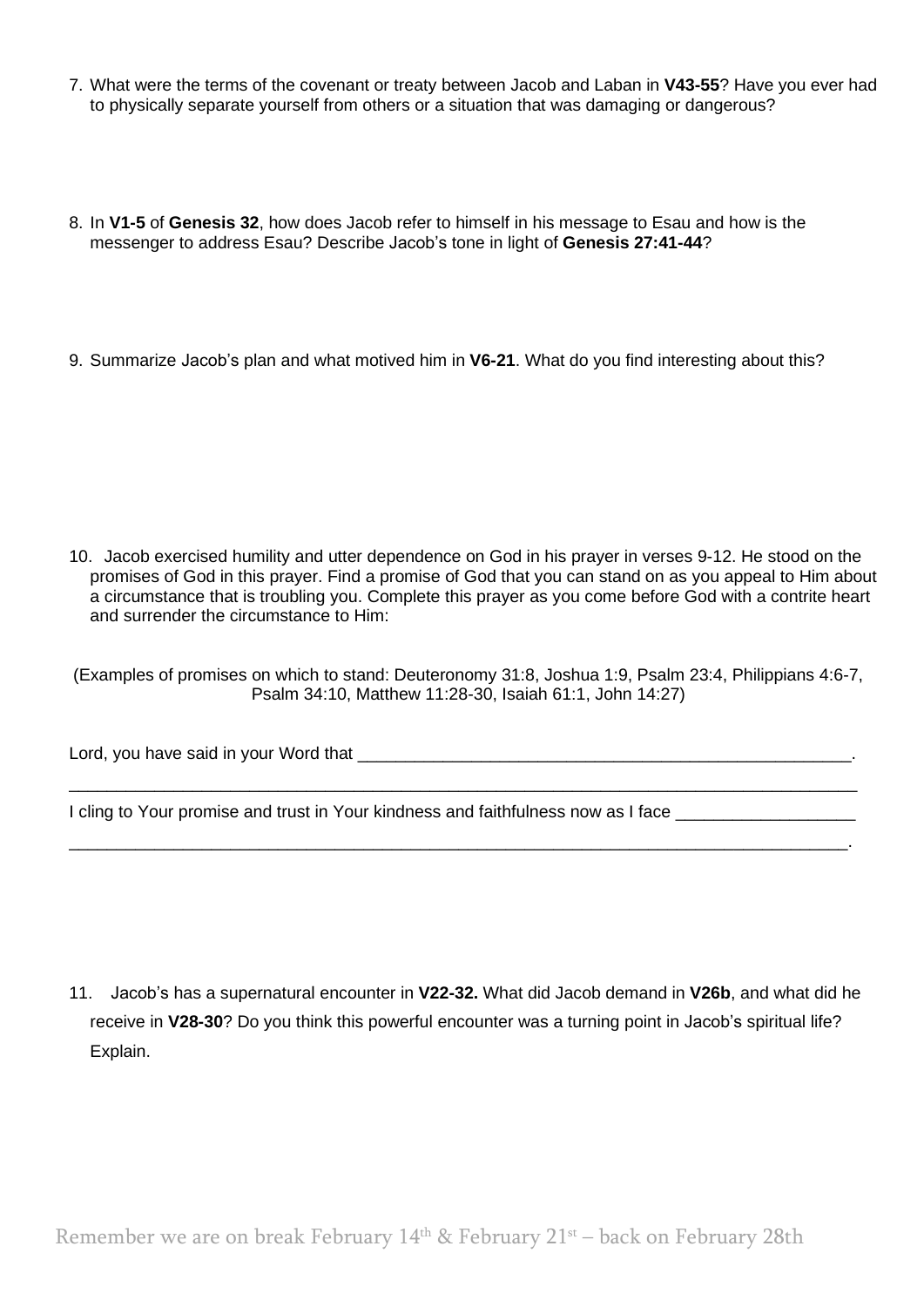7. What were the terms of the covenant or treaty between Jacob and Laban in **V43-55**? Have you ever had to physically separate yourself from others or a situation that was damaging or dangerous?

8. In **V1-5** of **Genesis 32**, how does Jacob refer to himself in his message to Esau and how is the messenger to address Esau? Describe Jacob's tone in light of **Genesis 27:41-44**?

9. Summarize Jacob's plan and what motived him in **V6-21**. What do you find interesting about this?

10. Jacob exercised humility and utter dependence on God in his prayer in verses 9-12. He stood on the promises of God in this prayer. Find a promise of God that you can stand on as you appeal to Him about a circumstance that is troubling you. Complete this prayer as you come before God with a contrite heart and surrender the circumstance to Him:

(Examples of promises on which to stand: Deuteronomy 31:8, Joshua 1:9, Psalm 23:4, Philippians 4:6-7, Psalm 34:10, Matthew 11:28-30, Isaiah 61:1, John 14:27)

Lord, you have said in your Word that ______________________________________________________.

_____________________________________________________________________________________

I cling to Your promise and trust in Your kindness and faithfulness now as I face ___________________

_____________________________________________________________________________________.

11. Jacob's has a supernatural encounter in **V22-32.** What did Jacob demand in **V26b**, and what did he receive in **V28-30**? Do you think this powerful encounter was a turning point in Jacob's spiritual life? Explain.

Remember we are on break February 14th & February 21st – back on February 28th